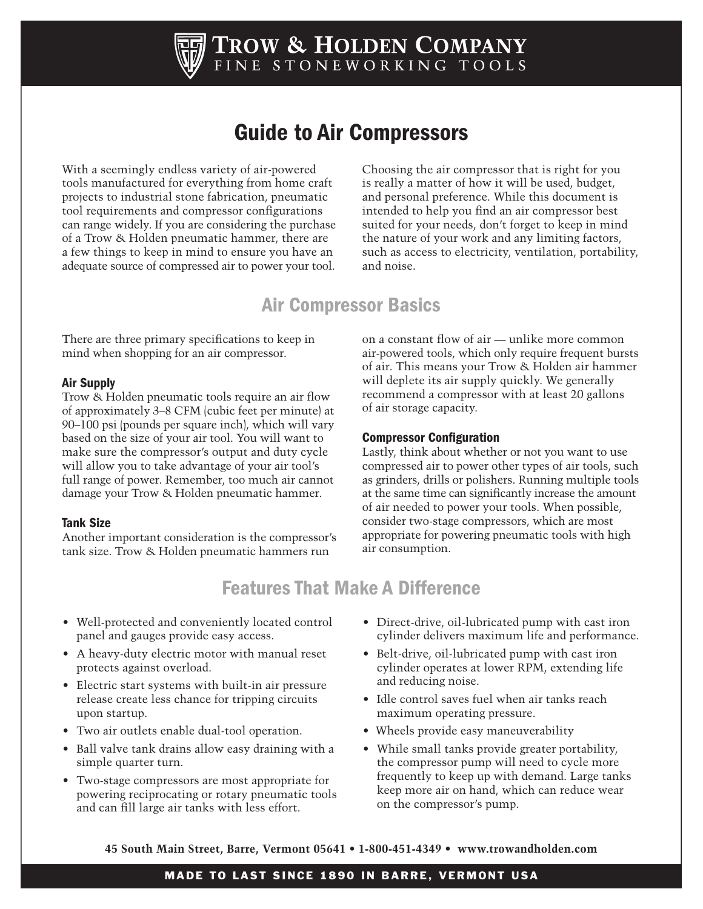# Trow & Holden Company

Fine Stoneworking Tools

## Guide to Air Compressors

With a seemingly endless variety of air-powered tools manufactured for everything from home craft projects to industrial stone fabrication, pneumatic tool requirements and compressor configurations can range widely. If you are considering the purchase of a Trow & Holden pneumatic hammer, there are a few things to keep in mind to ensure you have an adequate source of compressed air to power your tool.

Choosing the air compressor that is right for you is really a matter of how it will be used, budget, and personal preference. While this document is intended to help you find an air compressor best suited for your needs, don't forget to keep in mind the nature of your work and any limiting factors, such as access to electricity, ventilation, portability, and noise.

## Air Compressor Basics

There are three primary specifications to keep in mind when shopping for an air compressor.

### Air Supply

Trow & Holden pneumatic tools require an air flow of approximately 3–8 CFM (cubic feet per minute) at 90–100 psi (pounds per square inch), which will vary based on the size of your air tool. You will want to make sure the compressor's output and duty cycle will allow you to take advantage of your air tool's full range of power. Remember, too much air cannot damage your Trow & Holden pneumatic hammer.

### Tank Size

Another important consideration is the compressor's tank size. Trow & Holden pneumatic hammers run on a constant flow of air — unlike more common air-powered tools, which only require frequent bursts of air. This means your Trow & Holden air hammer will deplete its air supply quickly. We generally recommend a compressor with at least 20 gallons of air storage capacity.

### Compressor Configuration

Lastly, think about whether or not you want to use compressed air to power other types of air tools, such as grinders, drills or polishers. Running multiple tools at the same time can significantly increase the amount of air needed to power your tools. When possible, consider two-stage compressors, which are most appropriate for powering pneumatic tools with high air consumption.

## Features That Make A Difference

- Well-protected and conveniently located control panel and gauges provide easy access.
- A heavy-duty electric motor with manual reset protects against overload.
- Electric start systems with built-in air pressure release create less chance for tripping circuits upon startup.
- Two air outlets enable dual-tool operation.
- Ball valve tank drains allow easy draining with a simple quarter turn.
- Two-stage compressors are most appropriate for powering reciprocating or rotary pneumatic tools and can fill large air tanks with less effort.
- Direct-drive, oil-lubricated pump with cast iron cylinder delivers maximum life and performance.
- Belt-drive, oil-lubricated pump with cast iron cylinder operates at lower RPM, extending life and reducing noise.
- Idle control saves fuel when air tanks reach maximum operating pressure.
- Wheels provide easy maneuverability
- While small tanks provide greater portability, the compressor pump will need to cycle more frequently to keep up with demand. Large tanks keep more air on hand, which can reduce wear on the compressor's pump.

**45 South Main Street, Barre, Vermont 05641 • 1-800-451-4349 • www.trowandholden.com**

MADE TO LAST SINCE 1890 IN BARRE, VERMONT USA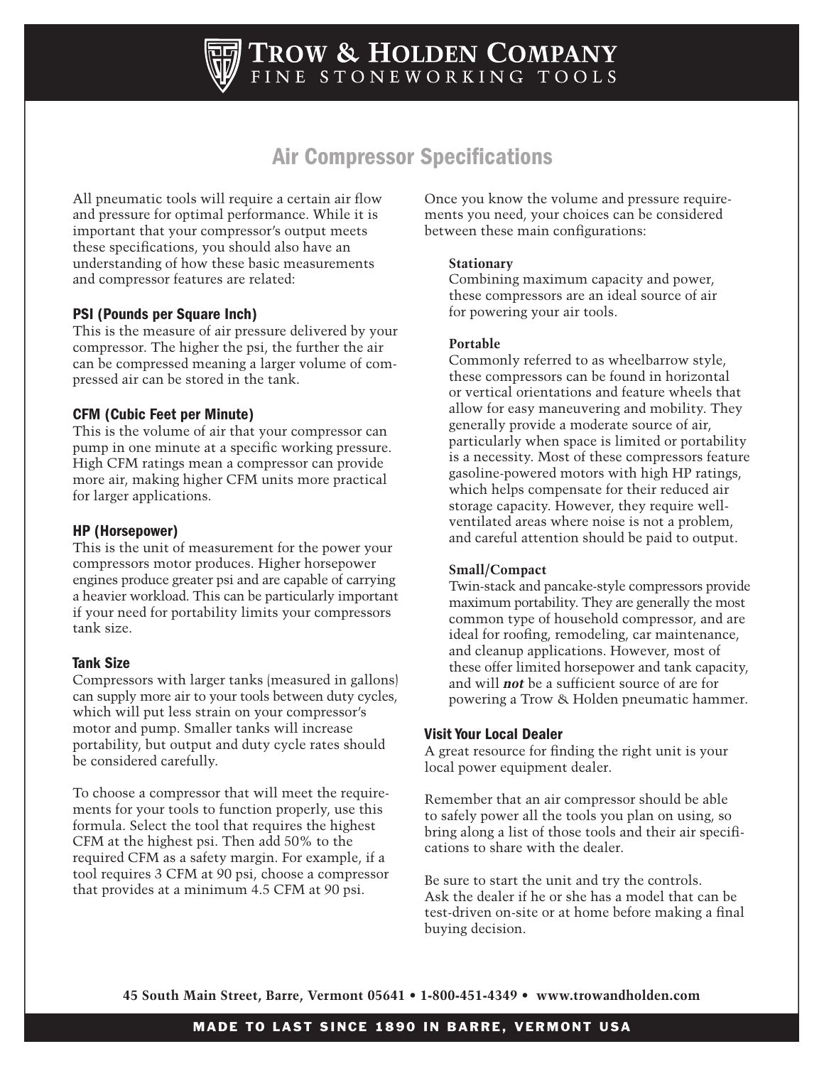# Air Compressor Specifications

All pneumatic tools will require a certain air flow and pressure for optimal performance. While it is important that your compressor's output meets these specifications, you should also have an understanding of how these basic measurements and compressor features are related:

### PSI (Pounds per Square Inch)

This is the measure of air pressure delivered by your compressor. The higher the psi, the further the air can be compressed meaning a larger volume of compressed air can be stored in the tank.

### CFM (Cubic Feet per Minute)

This is the volume of air that your compressor can pump in one minute at a specific working pressure. High CFM ratings mean a compressor can provide more air, making higher CFM units more practical for larger applications.

### HP (Horsepower)

This is the unit of measurement for the power your compressors motor produces. Higher horsepower engines produce greater psi and are capable of carrying a heavier workload. This can be particularly important if your need for portability limits your compressors tank size.

### Tank Size

Compressors with larger tanks (measured in gallons) can supply more air to your tools between duty cycles, which will put less strain on your compressor's motor and pump. Smaller tanks will increase portability, but output and duty cycle rates should be considered carefully.

To choose a compressor that will meet the requirements for your tools to function properly, use this formula. Select the tool that requires the highest CFM at the highest psi. Then add 50% to the required CFM as a safety margin. For example, if a tool requires 3 CFM at 90 psi, choose a compressor that provides at a minimum 4.5 CFM at 90 psi.

Once you know the volume and pressure requirements you need, your choices can be considered between these main configurations:

**Stationary**
Combining maximum capacity and power, these compressors are an ideal source of air for powering your air tools.

**Portable**
Commonly referred to as wheelbarrow style, these compressors can be found in horizontal or vertical orientations and feature wheels that allow for easy maneuvering and mobility. They generally provide a moderate source of air, particularly when space is limited or portability is a necessity. Most of these compressors feature gasoline-powered motors with high HP ratings, which helps compensate for their reduced air storage capacity. However, they require well-ventilated areas where noise is not a problem, and careful attention should be paid to output.

**Small/Compact**
Twin-stack and pancake-style compressors provide maximum portability. They are generally the most common type of household compressor, and are ideal for roofing, remodeling, car maintenance, and cleanup applications. However, most of these offer limited horsepower and tank capacity, and will ***not*** be a sufficient source of are for powering a Trow & Holden pneumatic hammer.

### Visit Your Local Dealer

A great resource for finding the right unit is your local power equipment dealer.

Remember that an air compressor should be able to safely power all the tools you plan on using, so bring along a list of those tools and their air specifications to share with the dealer.

Be sure to start the unit and try the controls. Ask the dealer if he or she has a model that can be test-driven on-site or at home before making a final buying decision.